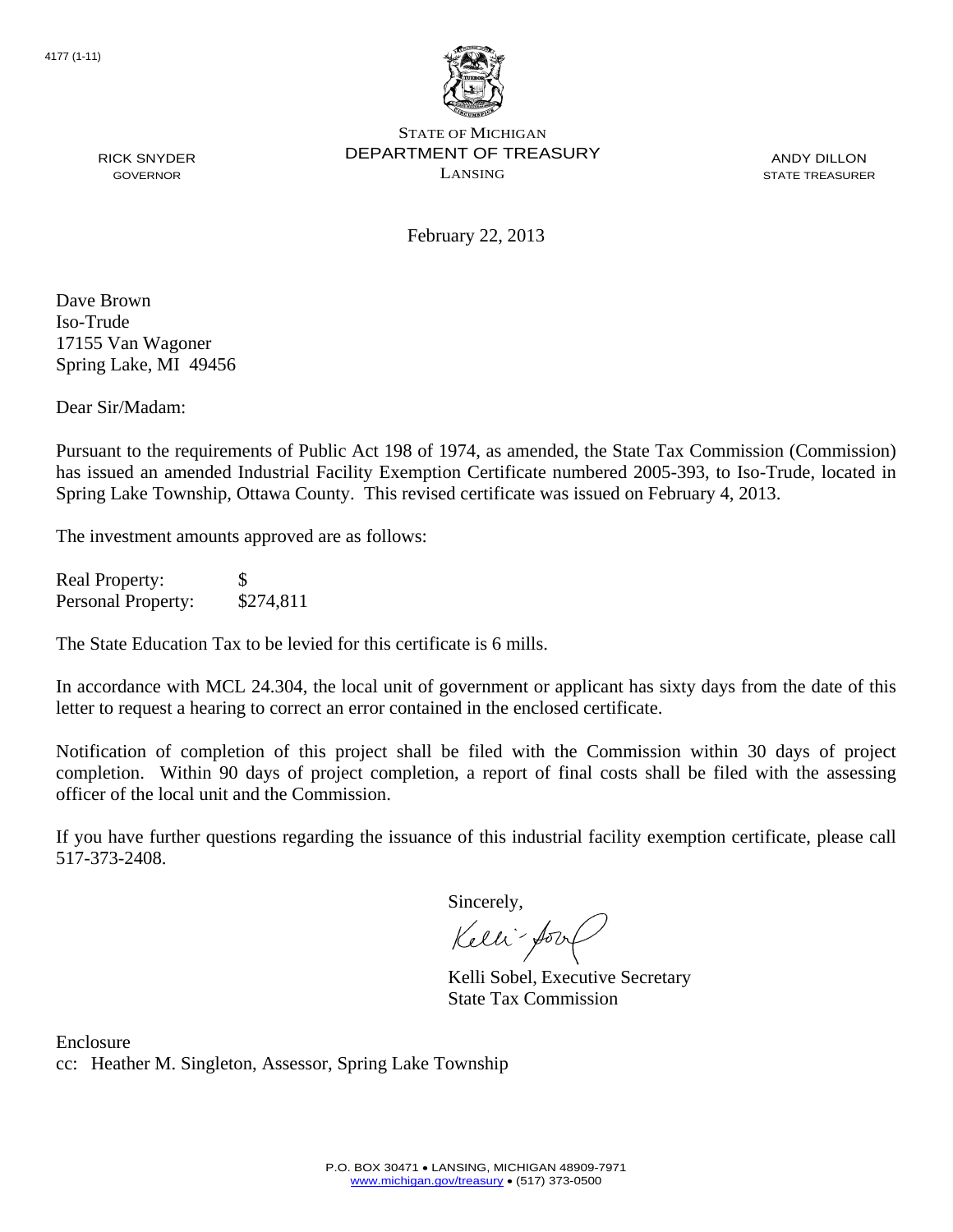4177 (1-11)

STATE OF MICHIGAN
DEPARTMENT OF TREASURY
LANSING

RICK SNYDER
GOVERNOR

ANDY DILLON
STATE TREASURER

February 22, 2013

Dave Brown
Iso-Trude
17155 Van Wagoner
Spring Lake, MI 49456

Dear Sir/Madam:

Pursuant to the requirements of Public Act 198 of 1974, as amended, the State Tax Commission (Commission) has issued an amended Industrial Facility Exemption Certificate numbered 2005-393, to Iso-Trude, located in Spring Lake Township, Ottawa County. This revised certificate was issued on February 4, 2013.

The investment amounts approved are as follows:

| | |
|---|---|
| Real Property: | $ |
| Personal Property: | $274,811 |

The State Education Tax to be levied for this certificate is 6 mills.

In accordance with MCL 24.304, the local unit of government or applicant has sixty days from the date of this letter to request a hearing to correct an error contained in the enclosed certificate.

Notification of completion of this project shall be filed with the Commission within 30 days of project completion. Within 90 days of project completion, a report of final costs shall be filed with the assessing officer of the local unit and the Commission.

If you have further questions regarding the issuance of this industrial facility exemption certificate, please call 517-373-2408.

Sincerely,

Kelli Sobel, Executive Secretary
State Tax Commission

Enclosure
cc: Heather M. Singleton, Assessor, Spring Lake Township

P.O. BOX 30471 • LANSING, MICHIGAN 48909-7971
www.michigan.gov/treasury • (517) 373-0500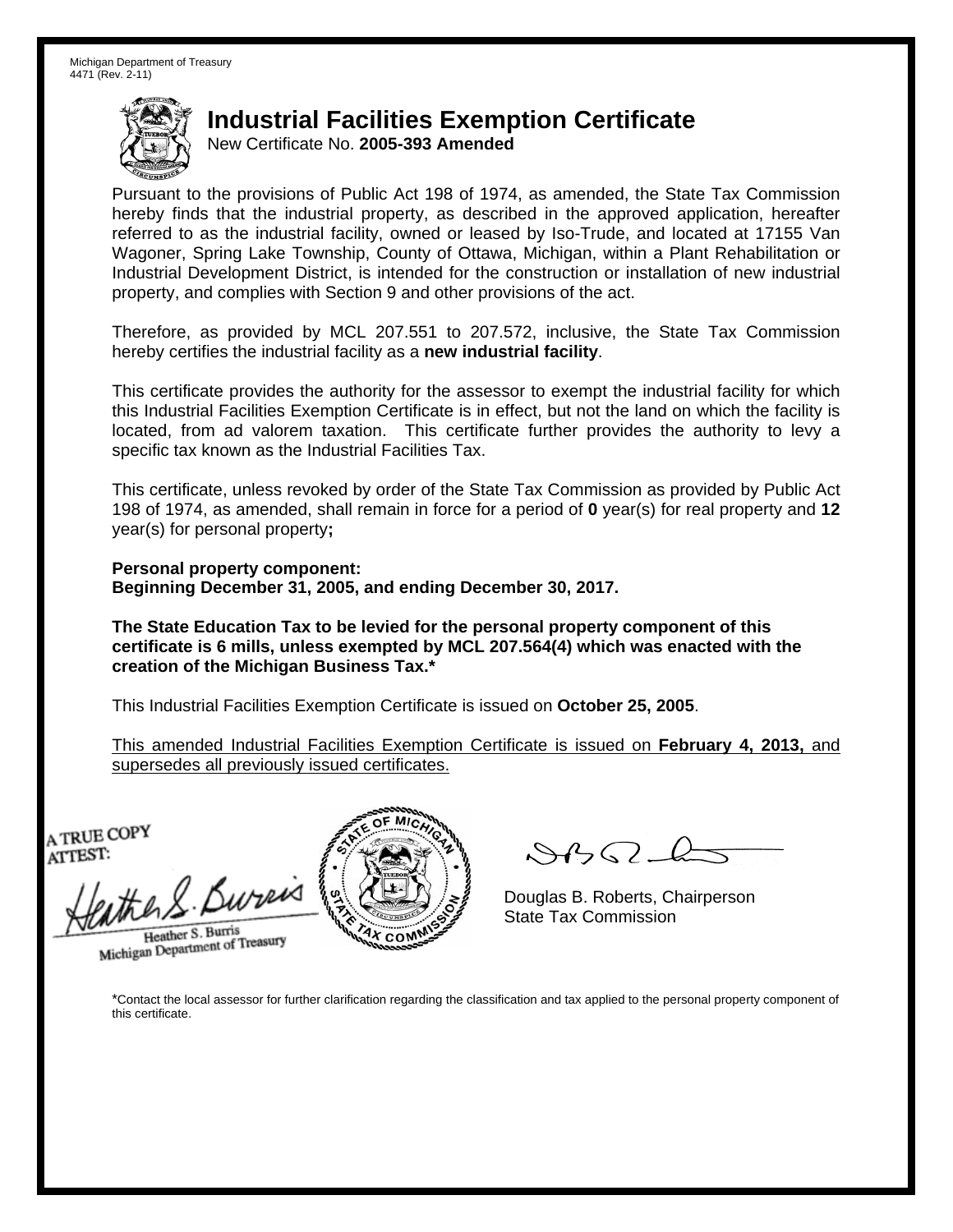Michigan Department of Treasury
4471 (Rev. 2-11)

# Industrial Facilities Exemption Certificate

New Certificate No. **2005-393 Amended**

Pursuant to the provisions of Public Act 198 of 1974, as amended, the State Tax Commission hereby finds that the industrial property, as described in the approved application, hereafter referred to as the industrial facility, owned or leased by Iso-Trude, and located at 17155 Van Wagoner, Spring Lake Township, County of Ottawa, Michigan, within a Plant Rehabilitation or Industrial Development District, is intended for the construction or installation of new industrial property, and complies with Section 9 and other provisions of the act.

Therefore, as provided by MCL 207.551 to 207.572, inclusive, the State Tax Commission hereby certifies the industrial facility as a **new industrial facility**.

This certificate provides the authority for the assessor to exempt the industrial facility for which this Industrial Facilities Exemption Certificate is in effect, but not the land on which the facility is located, from ad valorem taxation. This certificate further provides the authority to levy a specific tax known as the Industrial Facilities Tax.

This certificate, unless revoked by order of the State Tax Commission as provided by Public Act 198 of 1974, as amended, shall remain in force for a period of **0** year(s) for real property and **12** year(s) for personal property**;**

**Personal property component:**
**Beginning December 31, 2005, and ending December 30, 2017.**

**The State Education Tax to be levied for the personal property component of this certificate is 6 mills, unless exempted by MCL 207.564(4) which was enacted with the creation of the Michigan Business Tax.***

This Industrial Facilities Exemption Certificate is issued on **October 25, 2005**.

This amended Industrial Facilities Exemption Certificate is issued on **February 4, 2013,** and supersedes all previously issued certificates.

A TRUE COPY
ATTEST:

Heather S. Burris
Michigan Department of Treasury

Douglas B. Roberts, Chairperson
State Tax Commission

*Contact the local assessor for further clarification regarding the classification and tax applied to the personal property component of this certificate.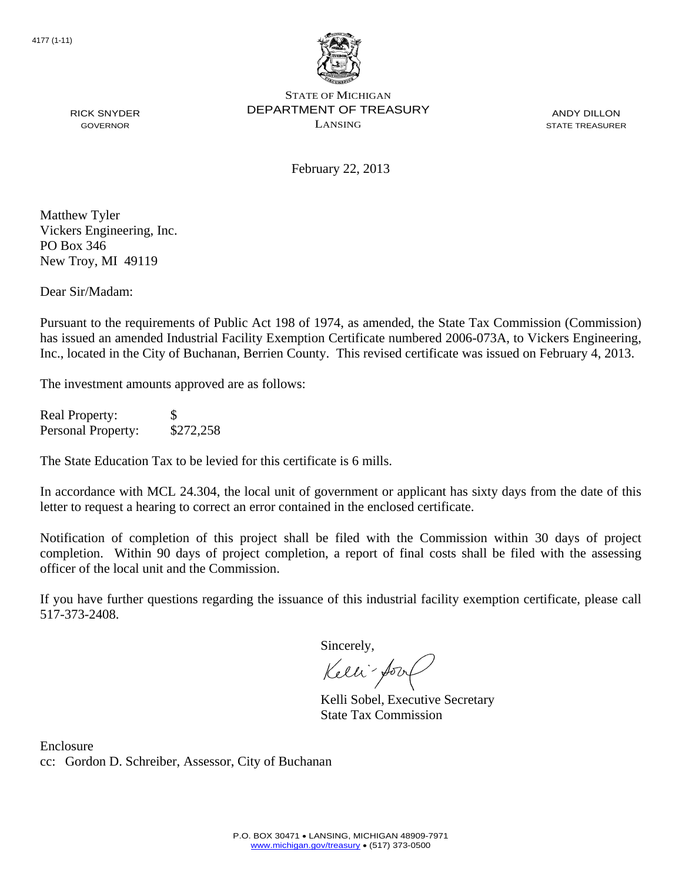4177 (1-11)

STATE OF MICHIGAN
DEPARTMENT OF TREASURY
LANSING

RICK SNYDER
GOVERNOR

ANDY DILLON
STATE TREASURER

February 22, 2013

Matthew Tyler
Vickers Engineering, Inc.
PO Box 346
New Troy, MI 49119

Dear Sir/Madam:

Pursuant to the requirements of Public Act 198 of 1974, as amended, the State Tax Commission (Commission) has issued an amended Industrial Facility Exemption Certificate numbered 2006-073A, to Vickers Engineering, Inc., located in the City of Buchanan, Berrien County. This revised certificate was issued on February 4, 2013.

The investment amounts approved are as follows:

| | |
|---|---|
| Real Property: | $ |
| Personal Property: | $272,258 |

The State Education Tax to be levied for this certificate is 6 mills.

In accordance with MCL 24.304, the local unit of government or applicant has sixty days from the date of this letter to request a hearing to correct an error contained in the enclosed certificate.

Notification of completion of this project shall be filed with the Commission within 30 days of project completion. Within 90 days of project completion, a report of final costs shall be filed with the assessing officer of the local unit and the Commission.

If you have further questions regarding the issuance of this industrial facility exemption certificate, please call 517-373-2408.

Sincerely,

Kelli Sobel, Executive Secretary
State Tax Commission

Enclosure
cc: Gordon D. Schreiber, Assessor, City of Buchanan

P.O. BOX 30471 • LANSING, MICHIGAN 48909-7971
www.michigan.gov/treasury • (517) 373-0500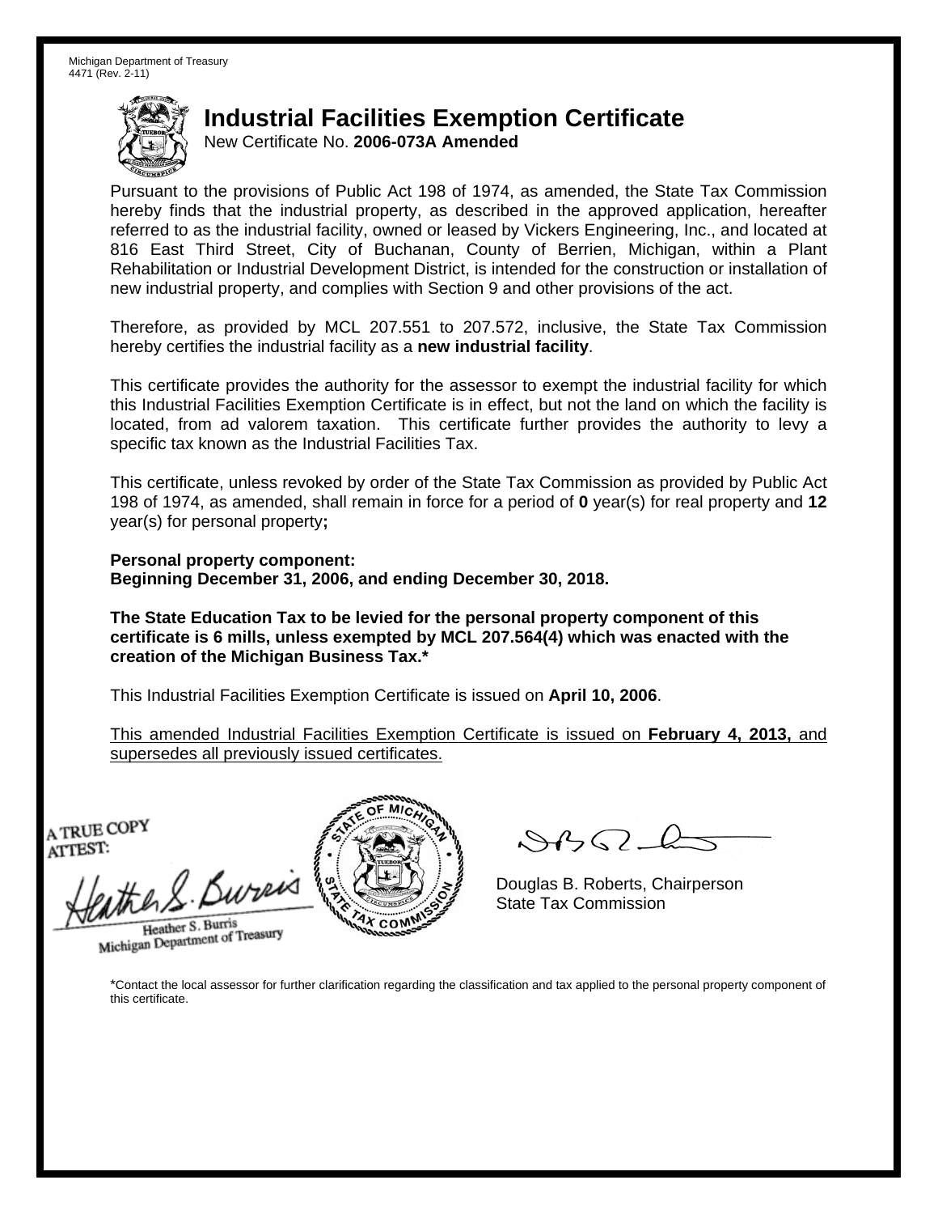Michigan Department of Treasury
4471 (Rev. 2-11)

# Industrial Facilities Exemption Certificate

New Certificate No. **2006-073A Amended**

Pursuant to the provisions of Public Act 198 of 1974, as amended, the State Tax Commission hereby finds that the industrial property, as described in the approved application, hereafter referred to as the industrial facility, owned or leased by Vickers Engineering, Inc., and located at 816 East Third Street, City of Buchanan, County of Berrien, Michigan, within a Plant Rehabilitation or Industrial Development District, is intended for the construction or installation of new industrial property, and complies with Section 9 and other provisions of the act.

Therefore, as provided by MCL 207.551 to 207.572, inclusive, the State Tax Commission hereby certifies the industrial facility as a **new industrial facility**.

This certificate provides the authority for the assessor to exempt the industrial facility for which this Industrial Facilities Exemption Certificate is in effect, but not the land on which the facility is located, from ad valorem taxation. This certificate further provides the authority to levy a specific tax known as the Industrial Facilities Tax.

This certificate, unless revoked by order of the State Tax Commission as provided by Public Act 198 of 1974, as amended, shall remain in force for a period of **0** year(s) for real property and **12** year(s) for personal property**;**

**Personal property component:**
**Beginning December 31, 2006, and ending December 30, 2018.**

**The State Education Tax to be levied for the personal property component of this certificate is 6 mills, unless exempted by MCL 207.564(4) which was enacted with the creation of the Michigan Business Tax.***

This Industrial Facilities Exemption Certificate is issued on **April 10, 2006**.

This amended Industrial Facilities Exemption Certificate is issued on **February 4, 2013,** and supersedes all previously issued certificates.

A TRUE COPY
ATTEST:

Heather S. Burris
Michigan Department of Treasury

Douglas B. Roberts, Chairperson
State Tax Commission

*Contact the local assessor for further clarification regarding the classification and tax applied to the personal property component of this certificate.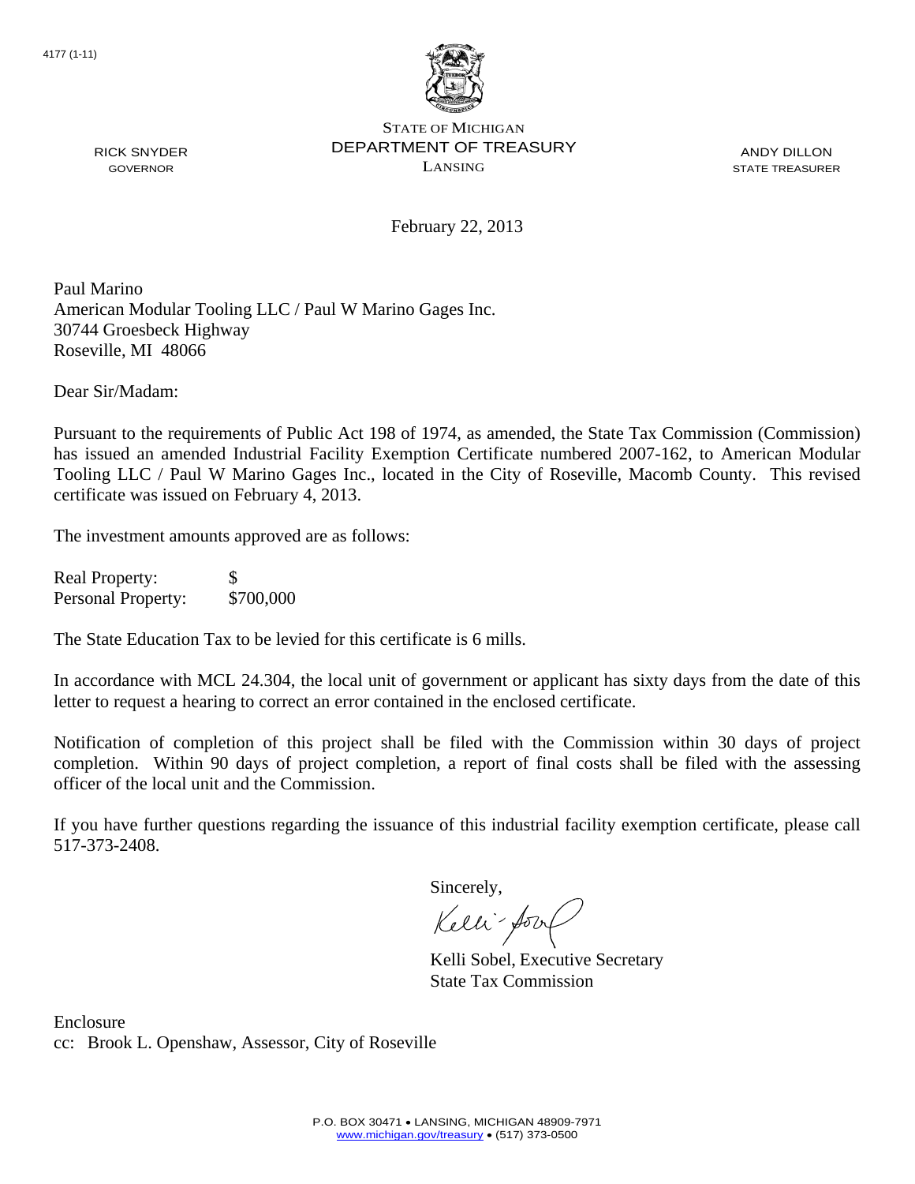4177 (1-11)

STATE OF MICHIGAN
DEPARTMENT OF TREASURY
LANSING

RICK SNYDER
GOVERNOR

ANDY DILLON
STATE TREASURER

February 22, 2013

Paul Marino
American Modular Tooling LLC / Paul W Marino Gages Inc.
30744 Groesbeck Highway
Roseville, MI 48066

Dear Sir/Madam:

Pursuant to the requirements of Public Act 198 of 1974, as amended, the State Tax Commission (Commission) has issued an amended Industrial Facility Exemption Certificate numbered 2007-162, to American Modular Tooling LLC / Paul W Marino Gages Inc., located in the City of Roseville, Macomb County. This revised certificate was issued on February 4, 2013.

The investment amounts approved are as follows:

| | |
|---|---|
| Real Property: | $ |
| Personal Property: | $700,000 |

The State Education Tax to be levied for this certificate is 6 mills.

In accordance with MCL 24.304, the local unit of government or applicant has sixty days from the date of this letter to request a hearing to correct an error contained in the enclosed certificate.

Notification of completion of this project shall be filed with the Commission within 30 days of project completion. Within 90 days of project completion, a report of final costs shall be filed with the assessing officer of the local unit and the Commission.

If you have further questions regarding the issuance of this industrial facility exemption certificate, please call 517-373-2408.

Sincerely,

Kelli Sobel, Executive Secretary
State Tax Commission

Enclosure
cc: Brook L. Openshaw, Assessor, City of Roseville

P.O. BOX 30471 • LANSING, MICHIGAN 48909-7971
www.michigan.gov/treasury • (517) 373-0500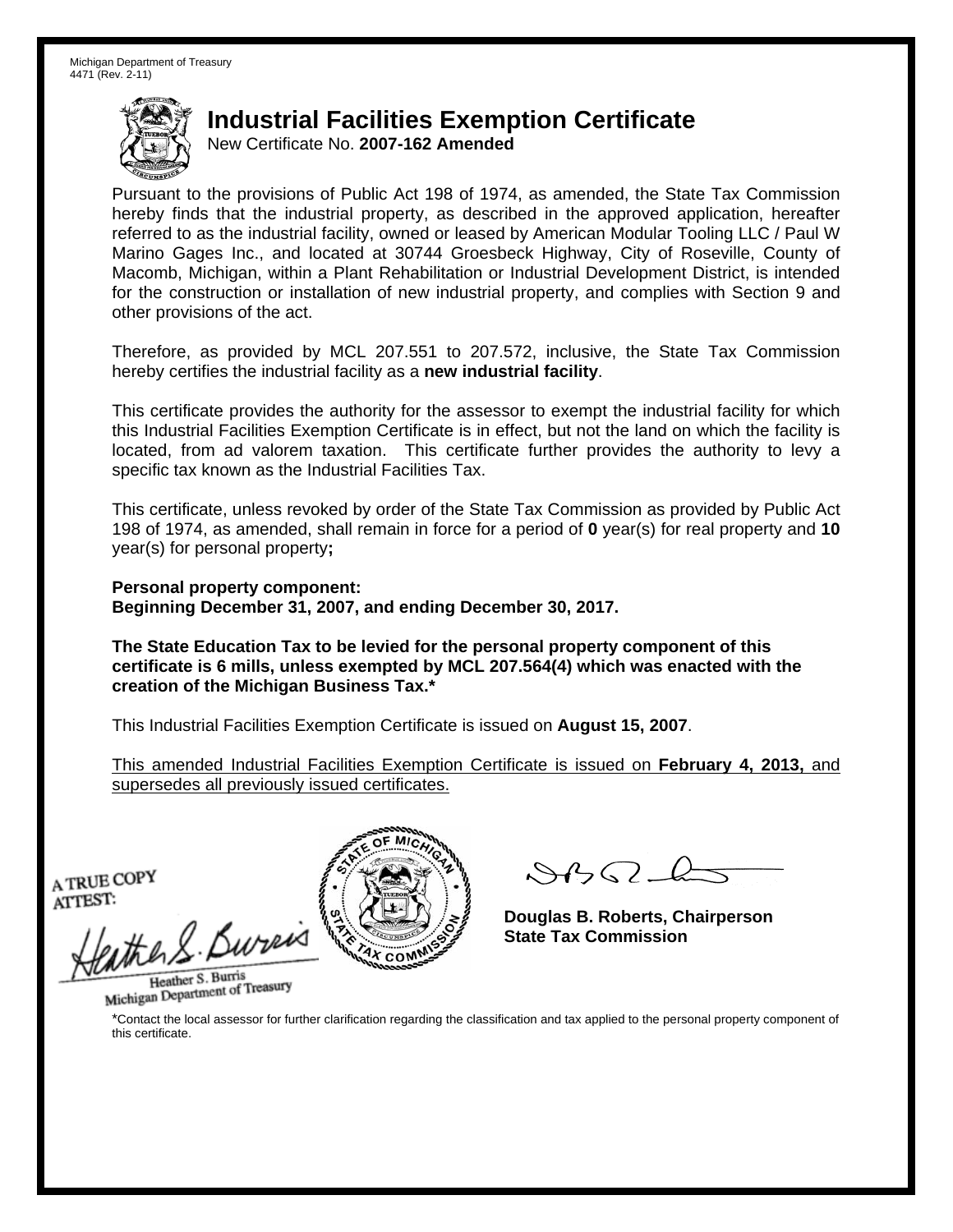Michigan Department of Treasury
4471 (Rev. 2-11)

# Industrial Facilities Exemption Certificate

New Certificate No. **2007-162 Amended**

Pursuant to the provisions of Public Act 198 of 1974, as amended, the State Tax Commission hereby finds that the industrial property, as described in the approved application, hereafter referred to as the industrial facility, owned or leased by American Modular Tooling LLC / Paul W Marino Gages Inc., and located at 30744 Groesbeck Highway, City of Roseville, County of Macomb, Michigan, within a Plant Rehabilitation or Industrial Development District, is intended for the construction or installation of new industrial property, and complies with Section 9 and other provisions of the act.

Therefore, as provided by MCL 207.551 to 207.572, inclusive, the State Tax Commission hereby certifies the industrial facility as a **new industrial facility**.

This certificate provides the authority for the assessor to exempt the industrial facility for which this Industrial Facilities Exemption Certificate is in effect, but not the land on which the facility is located, from ad valorem taxation. This certificate further provides the authority to levy a specific tax known as the Industrial Facilities Tax.

This certificate, unless revoked by order of the State Tax Commission as provided by Public Act 198 of 1974, as amended, shall remain in force for a period of **0** year(s) for real property and **10** year(s) for personal property**;**

**Personal property component:**
**Beginning December 31, 2007, and ending December 30, 2017.**

**The State Education Tax to be levied for the personal property component of this certificate is 6 mills, unless exempted by MCL 207.564(4) which was enacted with the creation of the Michigan Business Tax.***

This Industrial Facilities Exemption Certificate is issued on **August 15, 2007**.

This amended Industrial Facilities Exemption Certificate is issued on **February 4, 2013,** and supersedes all previously issued certificates.

A TRUE COPY
ATTEST:

Heather S. Burris
Michigan Department of Treasury

**Douglas B. Roberts, Chairperson**
**State Tax Commission**

*Contact the local assessor for further clarification regarding the classification and tax applied to the personal property component of this certificate.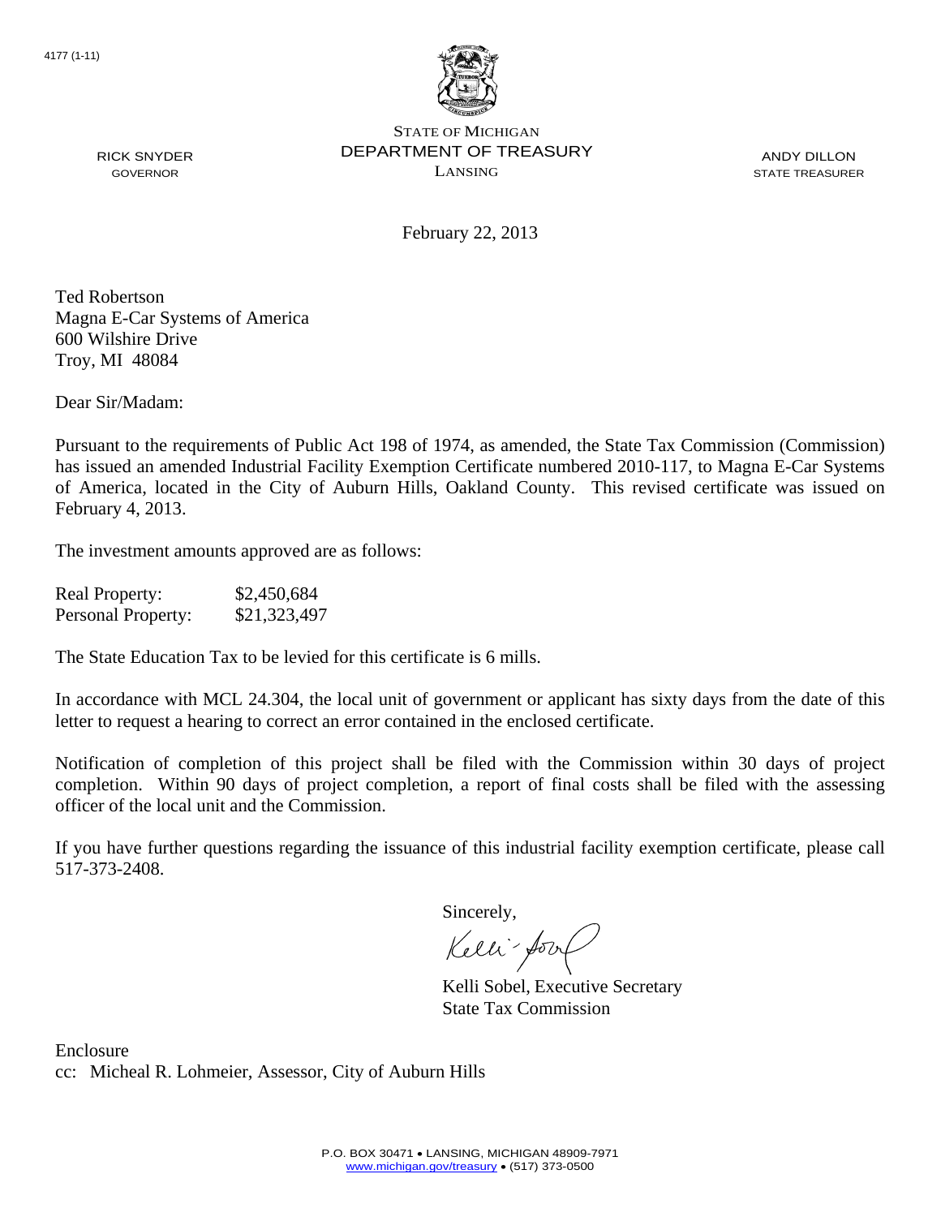4177 (1-11)

STATE OF MICHIGAN
DEPARTMENT OF TREASURY
LANSING

RICK SNYDER
GOVERNOR

ANDY DILLON
STATE TREASURER

February 22, 2013

Ted Robertson
Magna E-Car Systems of America
600 Wilshire Drive
Troy, MI 48084

Dear Sir/Madam:

Pursuant to the requirements of Public Act 198 of 1974, as amended, the State Tax Commission (Commission) has issued an amended Industrial Facility Exemption Certificate numbered 2010-117, to Magna E-Car Systems of America, located in the City of Auburn Hills, Oakland County. This revised certificate was issued on February 4, 2013.

The investment amounts approved are as follows:

| Real Property: | $2,450,684 |
|---|---|
| Personal Property: | $21,323,497 |

The State Education Tax to be levied for this certificate is 6 mills.

In accordance with MCL 24.304, the local unit of government or applicant has sixty days from the date of this letter to request a hearing to correct an error contained in the enclosed certificate.

Notification of completion of this project shall be filed with the Commission within 30 days of project completion. Within 90 days of project completion, a report of final costs shall be filed with the assessing officer of the local unit and the Commission.

If you have further questions regarding the issuance of this industrial facility exemption certificate, please call 517-373-2408.

Sincerely,

Kelli Sobel, Executive Secretary
State Tax Commission

Enclosure
cc: Micheal R. Lohmeier, Assessor, City of Auburn Hills

P.O. BOX 30471 • LANSING, MICHIGAN 48909-7971
www.michigan.gov/treasury • (517) 373-0500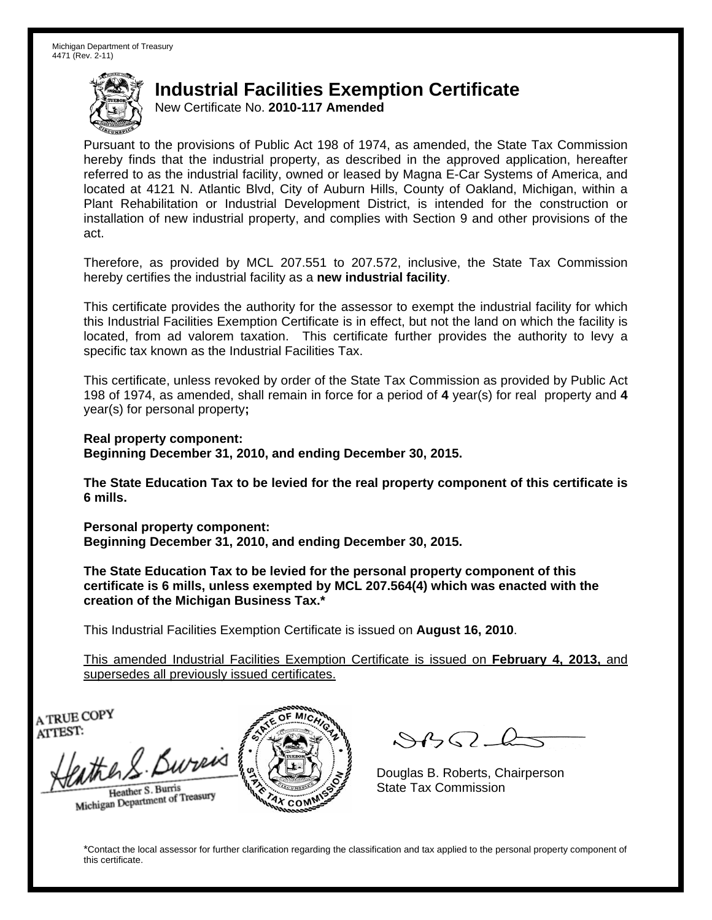Michigan Department of Treasury
4471 (Rev. 2-11)

# Industrial Facilities Exemption Certificate

New Certificate No. **2010-117 Amended**

Pursuant to the provisions of Public Act 198 of 1974, as amended, the State Tax Commission hereby finds that the industrial property, as described in the approved application, hereafter referred to as the industrial facility, owned or leased by Magna E-Car Systems of America, and located at 4121 N. Atlantic Blvd, City of Auburn Hills, County of Oakland, Michigan, within a Plant Rehabilitation or Industrial Development District, is intended for the construction or installation of new industrial property, and complies with Section 9 and other provisions of the act.

Therefore, as provided by MCL 207.551 to 207.572, inclusive, the State Tax Commission hereby certifies the industrial facility as a **new industrial facility**.

This certificate provides the authority for the assessor to exempt the industrial facility for which this Industrial Facilities Exemption Certificate is in effect, but not the land on which the facility is located, from ad valorem taxation. This certificate further provides the authority to levy a specific tax known as the Industrial Facilities Tax.

This certificate, unless revoked by order of the State Tax Commission as provided by Public Act 198 of 1974, as amended, shall remain in force for a period of **4** year(s) for real property and **4** year(s) for personal property**;**

**Real property component:**
**Beginning December 31, 2010, and ending December 30, 2015.**

**The State Education Tax to be levied for the real property component of this certificate is 6 mills.**

**Personal property component:**
**Beginning December 31, 2010, and ending December 30, 2015.**

**The State Education Tax to be levied for the personal property component of this certificate is 6 mills, unless exempted by MCL 207.564(4) which was enacted with the creation of the Michigan Business Tax.***

This Industrial Facilities Exemption Certificate is issued on **August 16, 2010**.

This amended Industrial Facilities Exemption Certificate is issued on **February 4, 2013,** and supersedes all previously issued certificates.

A TRUE COPY
ATTEST:

Heather S. Burris
Michigan Department of Treasury

Douglas B. Roberts, Chairperson
State Tax Commission

*Contact the local assessor for further clarification regarding the classification and tax applied to the personal property component of this certificate.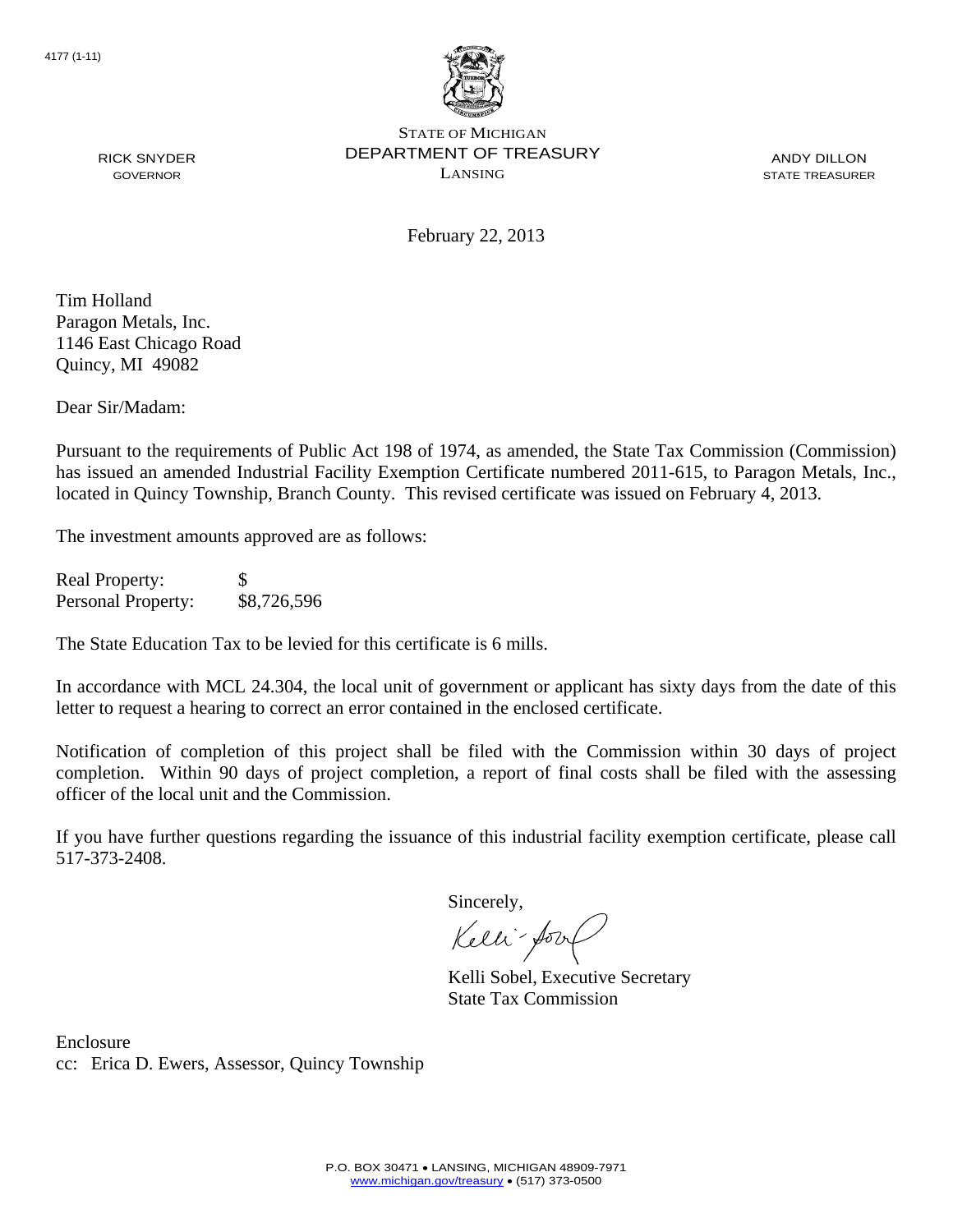4177 (1-11)

STATE OF MICHIGAN
DEPARTMENT OF TREASURY
LANSING

RICK SNYDER
GOVERNOR

ANDY DILLON
STATE TREASURER

February 22, 2013

Tim Holland
Paragon Metals, Inc.
1146 East Chicago Road
Quincy, MI 49082

Dear Sir/Madam:

Pursuant to the requirements of Public Act 198 of 1974, as amended, the State Tax Commission (Commission) has issued an amended Industrial Facility Exemption Certificate numbered 2011-615, to Paragon Metals, Inc., located in Quincy Township, Branch County. This revised certificate was issued on February 4, 2013.

The investment amounts approved are as follows:

| | |
|---|---|
| Real Property: | $ |
| Personal Property: | $8,726,596 |

The State Education Tax to be levied for this certificate is 6 mills.

In accordance with MCL 24.304, the local unit of government or applicant has sixty days from the date of this letter to request a hearing to correct an error contained in the enclosed certificate.

Notification of completion of this project shall be filed with the Commission within 30 days of project completion. Within 90 days of project completion, a report of final costs shall be filed with the assessing officer of the local unit and the Commission.

If you have further questions regarding the issuance of this industrial facility exemption certificate, please call 517-373-2408.

Sincerely,

Kelli Sobel, Executive Secretary
State Tax Commission

Enclosure
cc: Erica D. Ewers, Assessor, Quincy Township

P.O. BOX 30471 • LANSING, MICHIGAN 48909-7971
www.michigan.gov/treasury • (517) 373-0500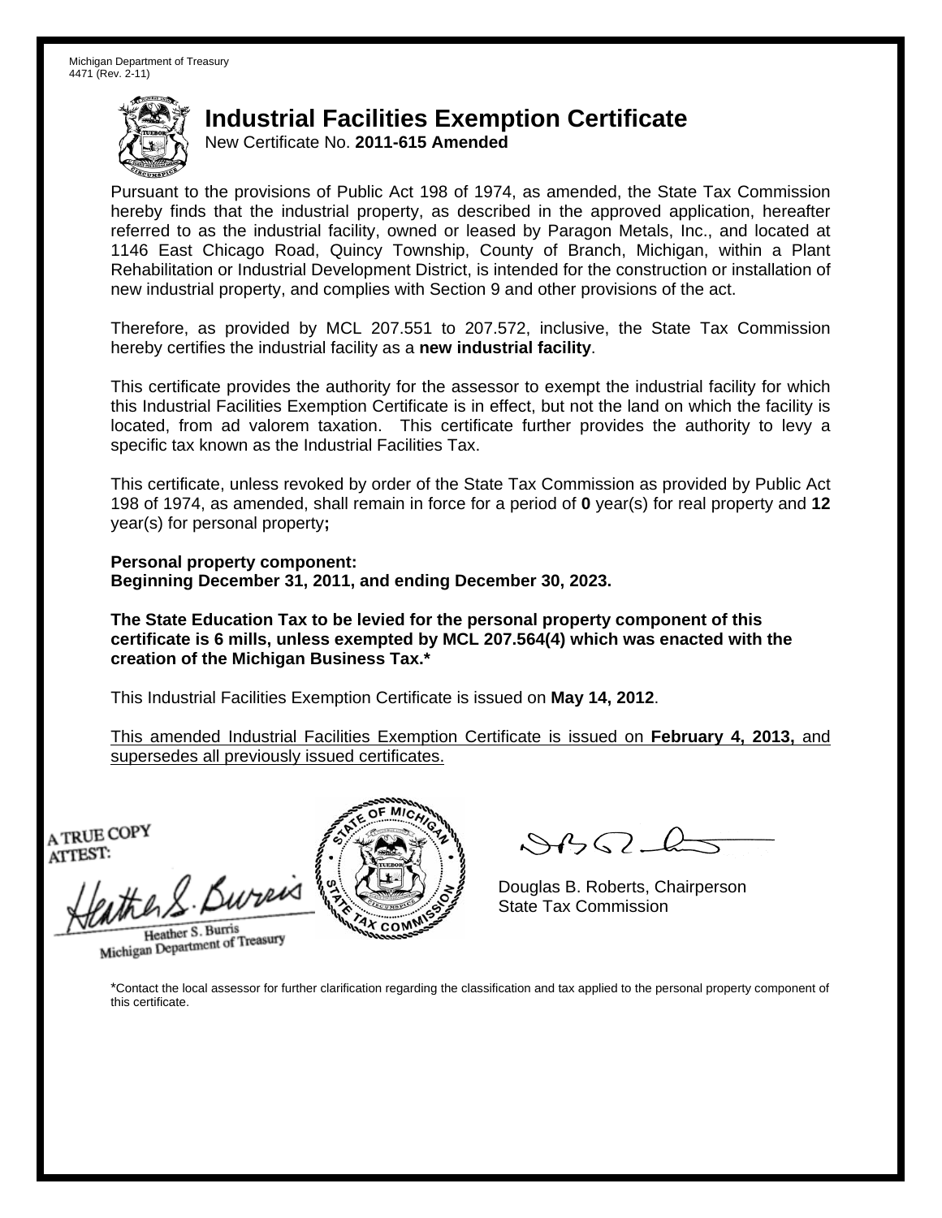Michigan Department of Treasury
4471 (Rev. 2-11)

# Industrial Facilities Exemption Certificate

New Certificate No. **2011-615 Amended**

Pursuant to the provisions of Public Act 198 of 1974, as amended, the State Tax Commission hereby finds that the industrial property, as described in the approved application, hereafter referred to as the industrial facility, owned or leased by Paragon Metals, Inc., and located at 1146 East Chicago Road, Quincy Township, County of Branch, Michigan, within a Plant Rehabilitation or Industrial Development District, is intended for the construction or installation of new industrial property, and complies with Section 9 and other provisions of the act.

Therefore, as provided by MCL 207.551 to 207.572, inclusive, the State Tax Commission hereby certifies the industrial facility as a **new industrial facility**.

This certificate provides the authority for the assessor to exempt the industrial facility for which this Industrial Facilities Exemption Certificate is in effect, but not the land on which the facility is located, from ad valorem taxation. This certificate further provides the authority to levy a specific tax known as the Industrial Facilities Tax.

This certificate, unless revoked by order of the State Tax Commission as provided by Public Act 198 of 1974, as amended, shall remain in force for a period of **0** year(s) for real property and **12** year(s) for personal property**;**

**Personal property component:**
**Beginning December 31, 2011, and ending December 30, 2023.**

**The State Education Tax to be levied for the personal property component of this certificate is 6 mills, unless exempted by MCL 207.564(4) which was enacted with the creation of the Michigan Business Tax.***

This Industrial Facilities Exemption Certificate is issued on **May 14, 2012**.

This amended Industrial Facilities Exemption Certificate is issued on **February 4, 2013,** and supersedes all previously issued certificates.

A TRUE COPY
ATTEST:

Heather S. Burris
Michigan Department of Treasury

Douglas B. Roberts, Chairperson
State Tax Commission

*Contact the local assessor for further clarification regarding the classification and tax applied to the personal property component of this certificate.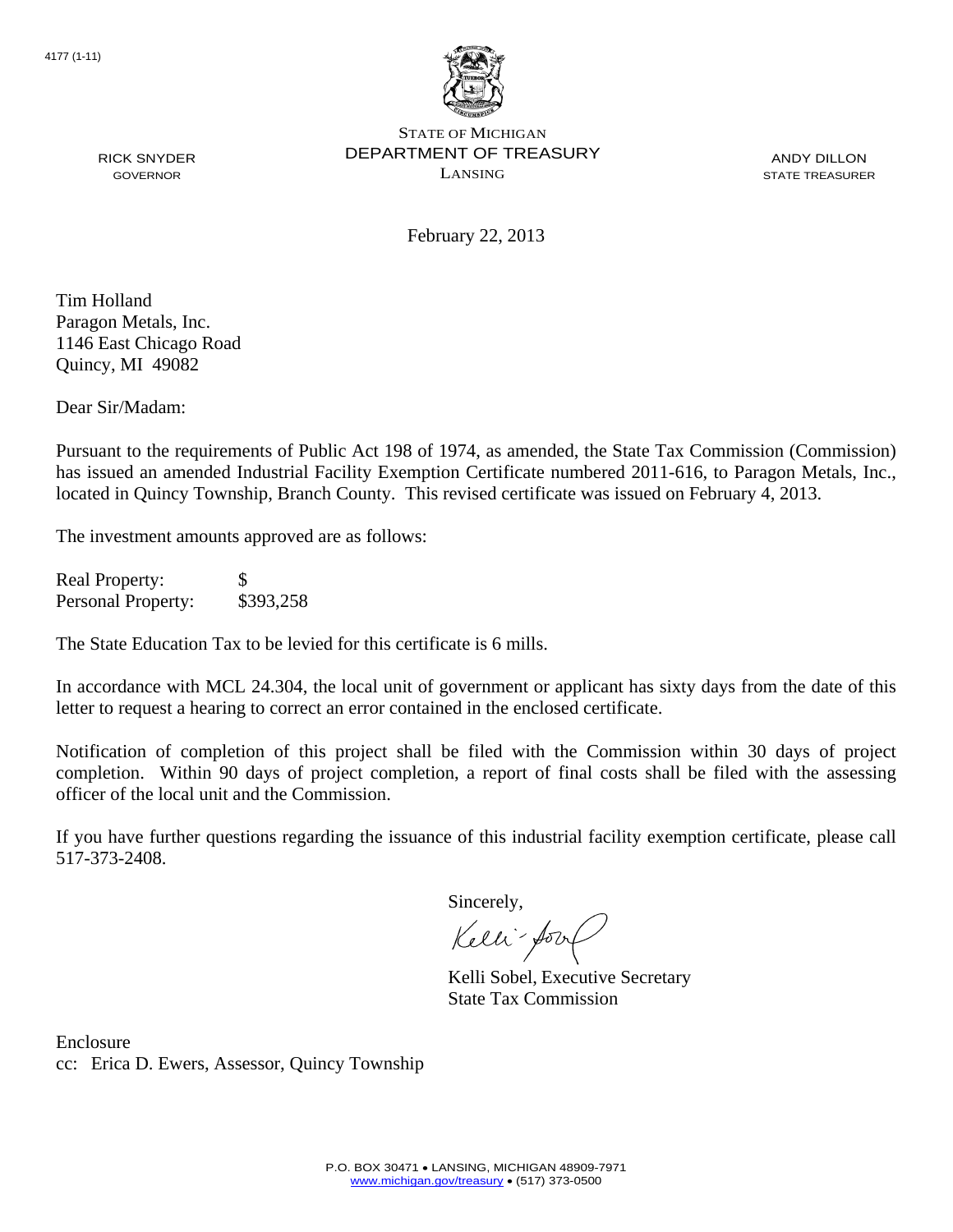4177 (1-11)

STATE OF MICHIGAN
DEPARTMENT OF TREASURY
LANSING

RICK SNYDER
GOVERNOR

ANDY DILLON
STATE TREASURER

February 22, 2013

Tim Holland
Paragon Metals, Inc.
1146 East Chicago Road
Quincy, MI 49082

Dear Sir/Madam:

Pursuant to the requirements of Public Act 198 of 1974, as amended, the State Tax Commission (Commission) has issued an amended Industrial Facility Exemption Certificate numbered 2011-616, to Paragon Metals, Inc., located in Quincy Township, Branch County. This revised certificate was issued on February 4, 2013.

The investment amounts approved are as follows:

| | |
|---|---|
| Real Property: | $ |
| Personal Property: | $393,258 |

The State Education Tax to be levied for this certificate is 6 mills.

In accordance with MCL 24.304, the local unit of government or applicant has sixty days from the date of this letter to request a hearing to correct an error contained in the enclosed certificate.

Notification of completion of this project shall be filed with the Commission within 30 days of project completion. Within 90 days of project completion, a report of final costs shall be filed with the assessing officer of the local unit and the Commission.

If you have further questions regarding the issuance of this industrial facility exemption certificate, please call 517-373-2408.

Sincerely,

Kelli Sobel, Executive Secretary
State Tax Commission

Enclosure
cc: Erica D. Ewers, Assessor, Quincy Township

P.O. BOX 30471 • LANSING, MICHIGAN 48909-7971
www.michigan.gov/treasury • (517) 373-0500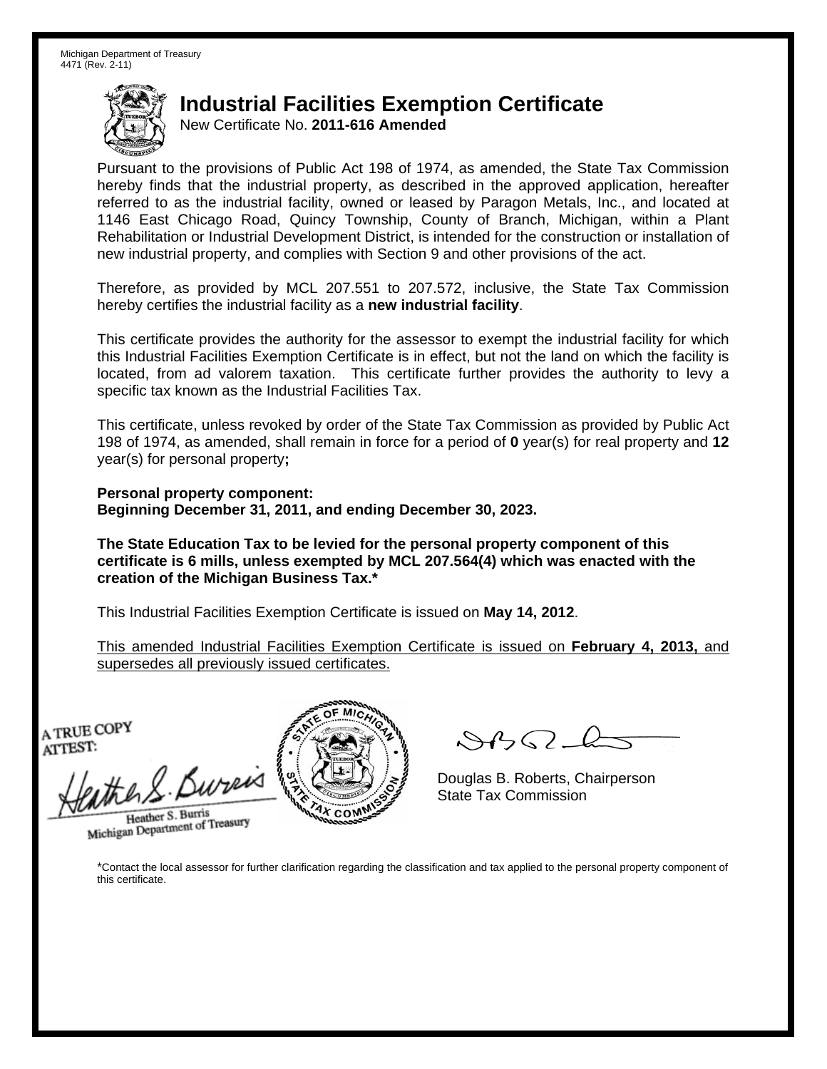Michigan Department of Treasury
4471 (Rev. 2-11)

# Industrial Facilities Exemption Certificate

New Certificate No. **2011-616 Amended**

Pursuant to the provisions of Public Act 198 of 1974, as amended, the State Tax Commission hereby finds that the industrial property, as described in the approved application, hereafter referred to as the industrial facility, owned or leased by Paragon Metals, Inc., and located at 1146 East Chicago Road, Quincy Township, County of Branch, Michigan, within a Plant Rehabilitation or Industrial Development District, is intended for the construction or installation of new industrial property, and complies with Section 9 and other provisions of the act.

Therefore, as provided by MCL 207.551 to 207.572, inclusive, the State Tax Commission hereby certifies the industrial facility as a **new industrial facility**.

This certificate provides the authority for the assessor to exempt the industrial facility for which this Industrial Facilities Exemption Certificate is in effect, but not the land on which the facility is located, from ad valorem taxation. This certificate further provides the authority to levy a specific tax known as the Industrial Facilities Tax.

This certificate, unless revoked by order of the State Tax Commission as provided by Public Act 198 of 1974, as amended, shall remain in force for a period of **0** year(s) for real property and **12** year(s) for personal property**;**

**Personal property component:**
**Beginning December 31, 2011, and ending December 30, 2023.**

**The State Education Tax to be levied for the personal property component of this certificate is 6 mills, unless exempted by MCL 207.564(4) which was enacted with the creation of the Michigan Business Tax.***

This Industrial Facilities Exemption Certificate is issued on **May 14, 2012**.

This amended Industrial Facilities Exemption Certificate is issued on **February 4, 2013,** and supersedes all previously issued certificates.

A TRUE COPY
ATTEST:

Heather S. Burris
Michigan Department of Treasury

Douglas B. Roberts, Chairperson
State Tax Commission

*Contact the local assessor for further clarification regarding the classification and tax applied to the personal property component of this certificate.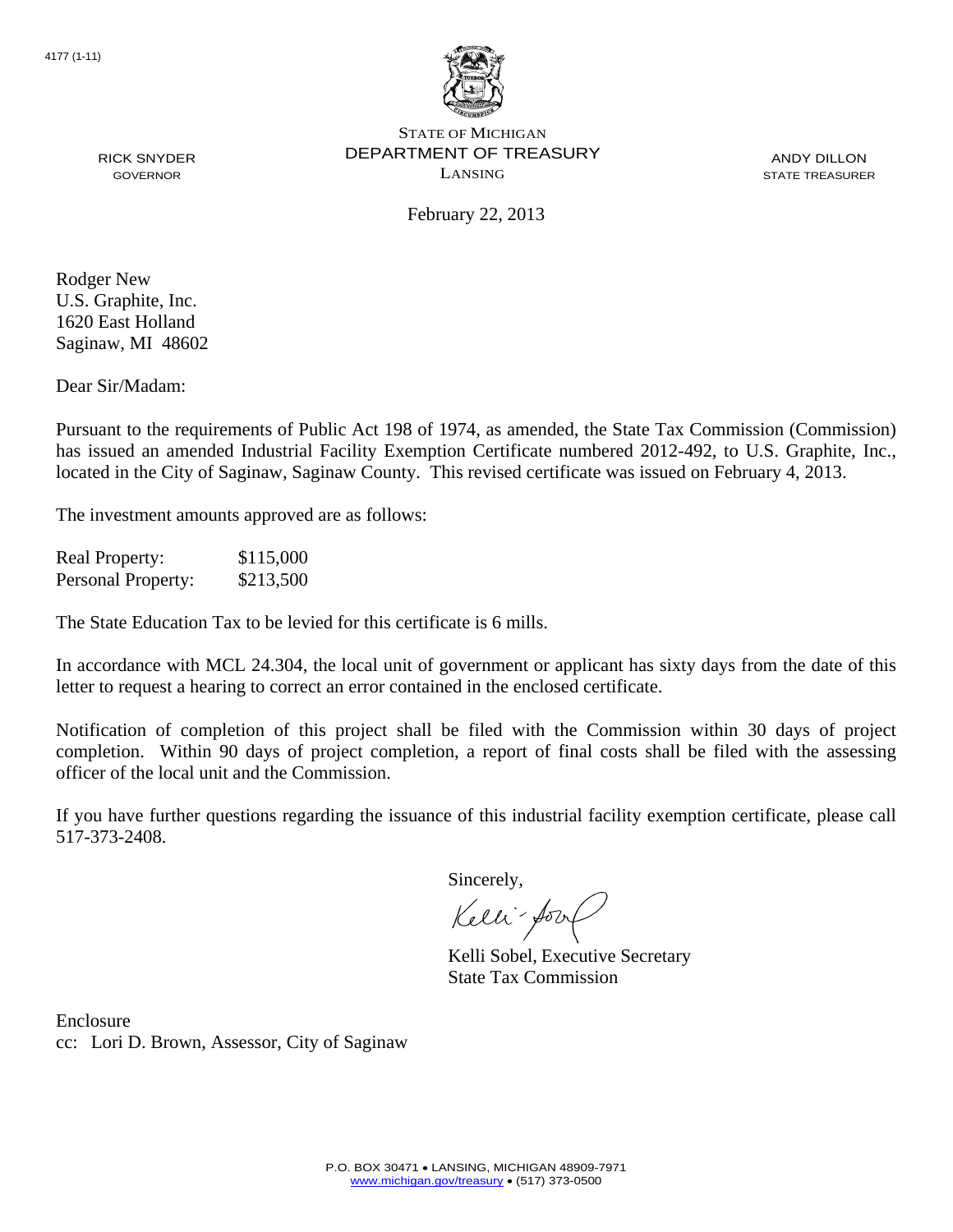4177 (1-11)

RICK SNYDER
GOVERNOR

STATE OF MICHIGAN
DEPARTMENT OF TREASURY
LANSING

ANDY DILLON
STATE TREASURER

February 22, 2013

Rodger New
U.S. Graphite, Inc.
1620 East Holland
Saginaw, MI 48602

Dear Sir/Madam:

Pursuant to the requirements of Public Act 198 of 1974, as amended, the State Tax Commission (Commission) has issued an amended Industrial Facility Exemption Certificate numbered 2012-492, to U.S. Graphite, Inc., located in the City of Saginaw, Saginaw County. This revised certificate was issued on February 4, 2013.

The investment amounts approved are as follows:

| | |
|---|---|
| Real Property: | $115,000 |
| Personal Property: | $213,500 |

The State Education Tax to be levied for this certificate is 6 mills.

In accordance with MCL 24.304, the local unit of government or applicant has sixty days from the date of this letter to request a hearing to correct an error contained in the enclosed certificate.

Notification of completion of this project shall be filed with the Commission within 30 days of project completion. Within 90 days of project completion, a report of final costs shall be filed with the assessing officer of the local unit and the Commission.

If you have further questions regarding the issuance of this industrial facility exemption certificate, please call 517-373-2408.

Sincerely,

Kelli Sobel, Executive Secretary
State Tax Commission

Enclosure
cc: Lori D. Brown, Assessor, City of Saginaw

P.O. BOX 30471 • LANSING, MICHIGAN 48909-7971
www.michigan.gov/treasury • (517) 373-0500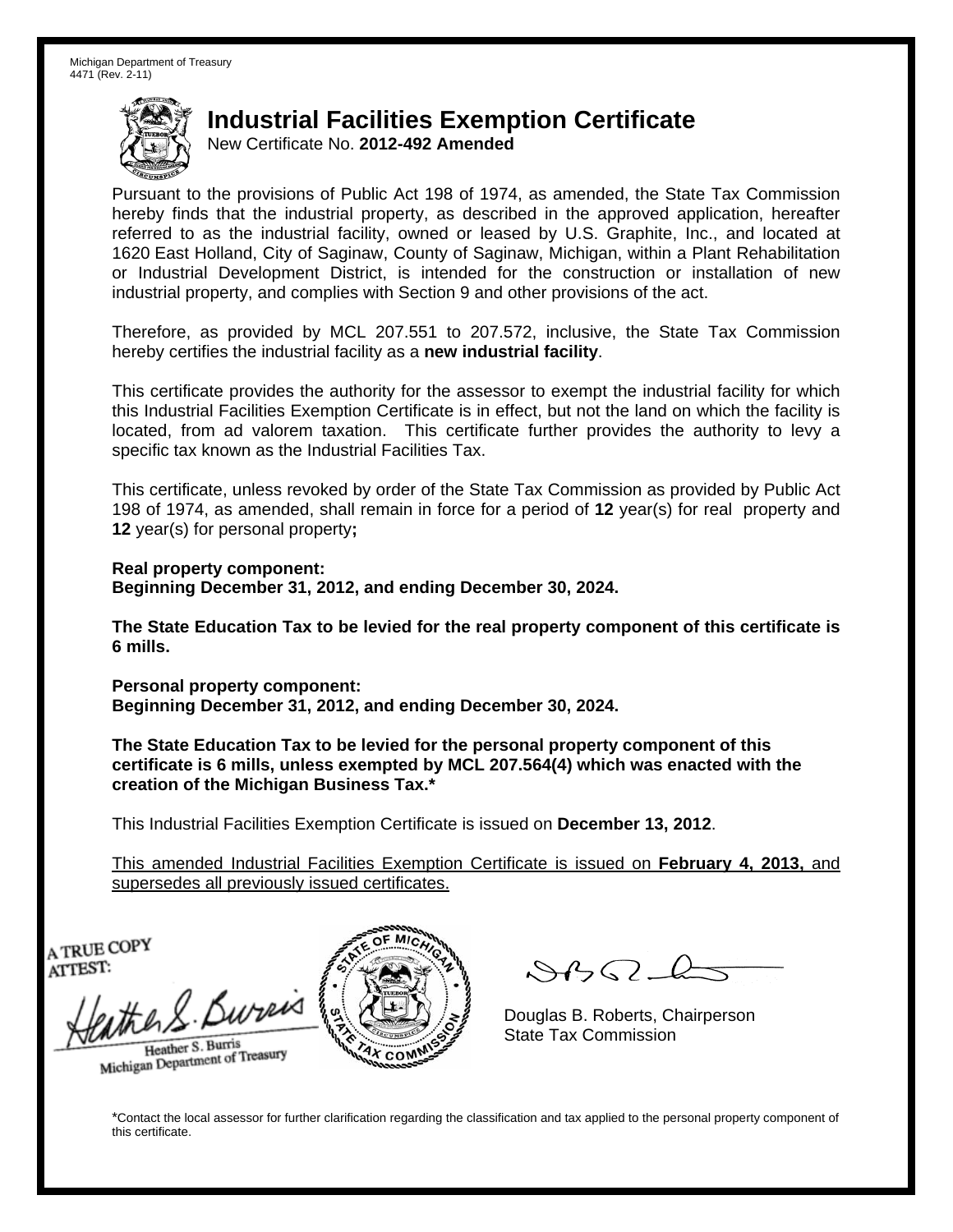Michigan Department of Treasury
4471 (Rev. 2-11)

# Industrial Facilities Exemption Certificate

New Certificate No. **2012-492 Amended**

Pursuant to the provisions of Public Act 198 of 1974, as amended, the State Tax Commission hereby finds that the industrial property, as described in the approved application, hereafter referred to as the industrial facility, owned or leased by U.S. Graphite, Inc., and located at 1620 East Holland, City of Saginaw, County of Saginaw, Michigan, within a Plant Rehabilitation or Industrial Development District, is intended for the construction or installation of new industrial property, and complies with Section 9 and other provisions of the act.

Therefore, as provided by MCL 207.551 to 207.572, inclusive, the State Tax Commission hereby certifies the industrial facility as a **new industrial facility**.

This certificate provides the authority for the assessor to exempt the industrial facility for which this Industrial Facilities Exemption Certificate is in effect, but not the land on which the facility is located, from ad valorem taxation. This certificate further provides the authority to levy a specific tax known as the Industrial Facilities Tax.

This certificate, unless revoked by order of the State Tax Commission as provided by Public Act 198 of 1974, as amended, shall remain in force for a period of **12** year(s) for real property and **12** year(s) for personal property**;**

**Real property component:**
**Beginning December 31, 2012, and ending December 30, 2024.**

**The State Education Tax to be levied for the real property component of this certificate is 6 mills.**

**Personal property component:**
**Beginning December 31, 2012, and ending December 30, 2024.**

**The State Education Tax to be levied for the personal property component of this certificate is 6 mills, unless exempted by MCL 207.564(4) which was enacted with the creation of the Michigan Business Tax.***

This Industrial Facilities Exemption Certificate is issued on **December 13, 2012**.

This amended Industrial Facilities Exemption Certificate is issued on **February 4, 2013,** and supersedes all previously issued certificates.

A TRUE COPY
ATTEST:

Heather S. Burris
Michigan Department of Treasury

Douglas B. Roberts, Chairperson
State Tax Commission

*Contact the local assessor for further clarification regarding the classification and tax applied to the personal property component of this certificate.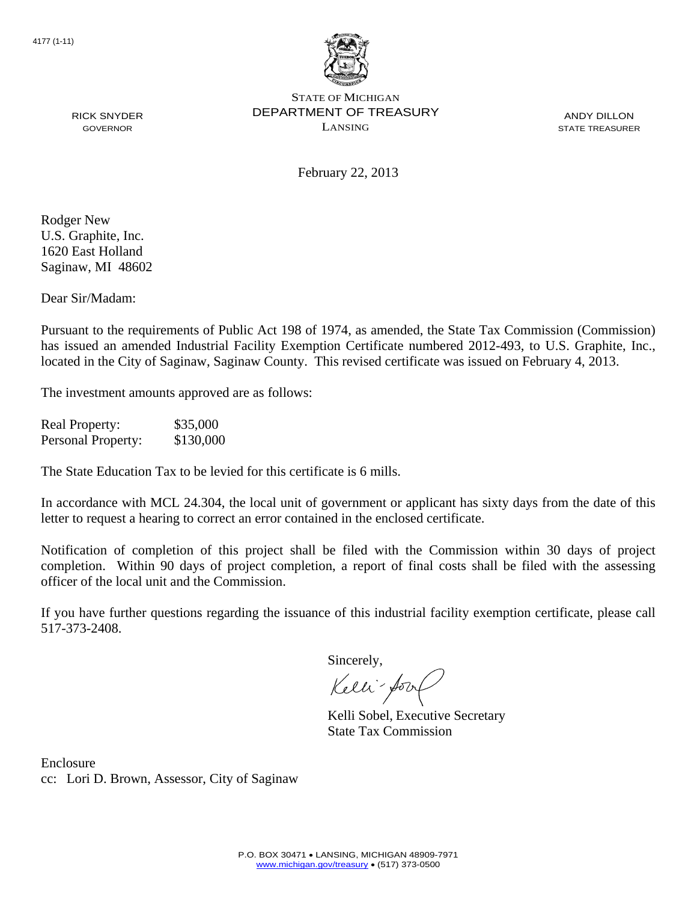4177 (1-11)

STATE OF MICHIGAN
DEPARTMENT OF TREASURY
LANSING

RICK SNYDER
GOVERNOR

ANDY DILLON
STATE TREASURER

February 22, 2013

Rodger New
U.S. Graphite, Inc.
1620 East Holland
Saginaw, MI 48602

Dear Sir/Madam:

Pursuant to the requirements of Public Act 198 of 1974, as amended, the State Tax Commission (Commission) has issued an amended Industrial Facility Exemption Certificate numbered 2012-493, to U.S. Graphite, Inc., located in the City of Saginaw, Saginaw County. This revised certificate was issued on February 4, 2013.

The investment amounts approved are as follows:

| | |
|---|---|
| Real Property: | $35,000 |
| Personal Property: | $130,000 |

The State Education Tax to be levied for this certificate is 6 mills.

In accordance with MCL 24.304, the local unit of government or applicant has sixty days from the date of this letter to request a hearing to correct an error contained in the enclosed certificate.

Notification of completion of this project shall be filed with the Commission within 30 days of project completion. Within 90 days of project completion, a report of final costs shall be filed with the assessing officer of the local unit and the Commission.

If you have further questions regarding the issuance of this industrial facility exemption certificate, please call 517-373-2408.

Sincerely,

Kelli Sobel, Executive Secretary
State Tax Commission

Enclosure
cc: Lori D. Brown, Assessor, City of Saginaw

P.O. BOX 30471 • LANSING, MICHIGAN 48909-7971
www.michigan.gov/treasury • (517) 373-0500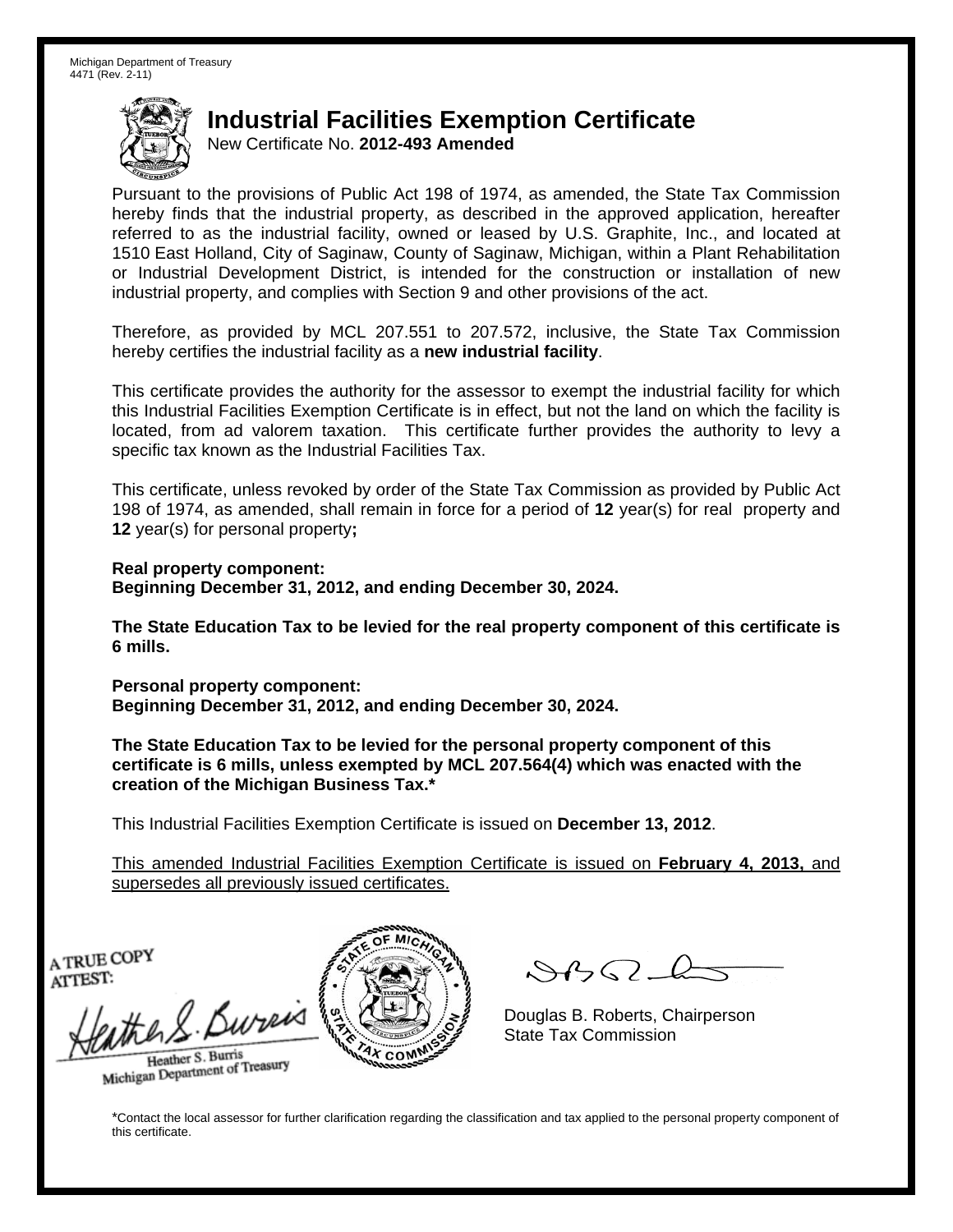Michigan Department of Treasury
4471 (Rev. 2-11)

# Industrial Facilities Exemption Certificate

New Certificate No. **2012-493 Amended**

Pursuant to the provisions of Public Act 198 of 1974, as amended, the State Tax Commission hereby finds that the industrial property, as described in the approved application, hereafter referred to as the industrial facility, owned or leased by U.S. Graphite, Inc., and located at 1510 East Holland, City of Saginaw, County of Saginaw, Michigan, within a Plant Rehabilitation or Industrial Development District, is intended for the construction or installation of new industrial property, and complies with Section 9 and other provisions of the act.

Therefore, as provided by MCL 207.551 to 207.572, inclusive, the State Tax Commission hereby certifies the industrial facility as a **new industrial facility**.

This certificate provides the authority for the assessor to exempt the industrial facility for which this Industrial Facilities Exemption Certificate is in effect, but not the land on which the facility is located, from ad valorem taxation. This certificate further provides the authority to levy a specific tax known as the Industrial Facilities Tax.

This certificate, unless revoked by order of the State Tax Commission as provided by Public Act 198 of 1974, as amended, shall remain in force for a period of **12** year(s) for real property and **12** year(s) for personal property**;**

**Real property component:**
**Beginning December 31, 2012, and ending December 30, 2024.**

**The State Education Tax to be levied for the real property component of this certificate is 6 mills.**

**Personal property component:**
**Beginning December 31, 2012, and ending December 30, 2024.**

**The State Education Tax to be levied for the personal property component of this certificate is 6 mills, unless exempted by MCL 207.564(4) which was enacted with the creation of the Michigan Business Tax.***

This Industrial Facilities Exemption Certificate is issued on **December 13, 2012**.

<u>This amended Industrial Facilities Exemption Certificate is issued on **February 4, 2013,** and supersedes all previously issued certificates.</u>

A TRUE COPY
ATTEST:

Heather S. Burris
Michigan Department of Treasury

Douglas B. Roberts, Chairperson
State Tax Commission

*Contact the local assessor for further clarification regarding the classification and tax applied to the personal property component of this certificate.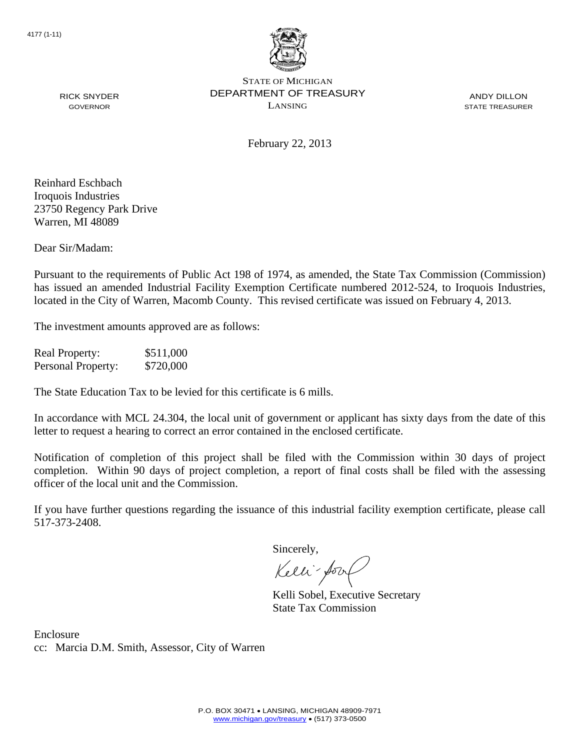4177 (1-11)

STATE OF MICHIGAN
DEPARTMENT OF TREASURY
LANSING

RICK SNYDER
GOVERNOR

ANDY DILLON
STATE TREASURER

February 22, 2013

Reinhard Eschbach
Iroquois Industries
23750 Regency Park Drive
Warren, MI 48089

Dear Sir/Madam:

Pursuant to the requirements of Public Act 198 of 1974, as amended, the State Tax Commission (Commission) has issued an amended Industrial Facility Exemption Certificate numbered 2012-524, to Iroquois Industries, located in the City of Warren, Macomb County. This revised certificate was issued on February 4, 2013.

The investment amounts approved are as follows:

| | |
|---|---|
| Real Property: | $511,000 |
| Personal Property: | $720,000 |

The State Education Tax to be levied for this certificate is 6 mills.

In accordance with MCL 24.304, the local unit of government or applicant has sixty days from the date of this letter to request a hearing to correct an error contained in the enclosed certificate.

Notification of completion of this project shall be filed with the Commission within 30 days of project completion. Within 90 days of project completion, a report of final costs shall be filed with the assessing officer of the local unit and the Commission.

If you have further questions regarding the issuance of this industrial facility exemption certificate, please call 517-373-2408.

Sincerely,

Kelli Sobel, Executive Secretary
State Tax Commission

Enclosure
cc: Marcia D.M. Smith, Assessor, City of Warren

P.O. BOX 30471 • LANSING, MICHIGAN 48909-7971
www.michigan.gov/treasury • (517) 373-0500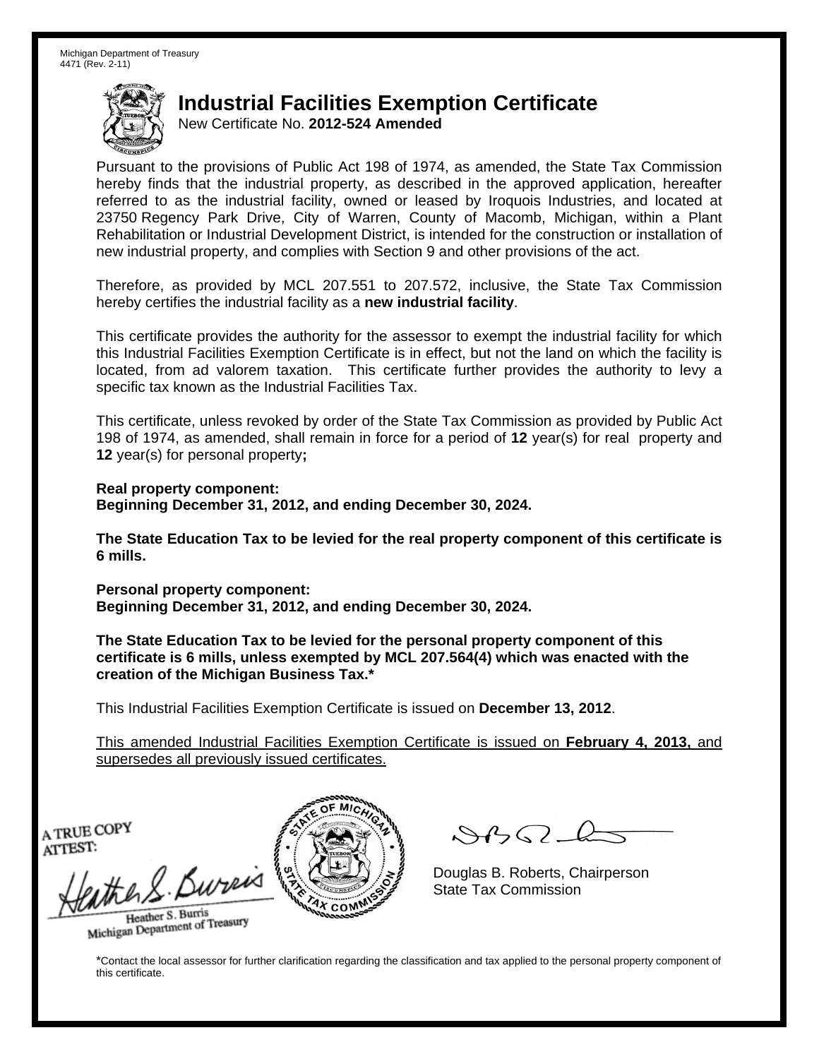Michigan Department of Treasury
4471 (Rev. 2-11)

# Industrial Facilities Exemption Certificate

New Certificate No. **2012-524 Amended**

Pursuant to the provisions of Public Act 198 of 1974, as amended, the State Tax Commission hereby finds that the industrial property, as described in the approved application, hereafter referred to as the industrial facility, owned or leased by Iroquois Industries, and located at 23750 Regency Park Drive, City of Warren, County of Macomb, Michigan, within a Plant Rehabilitation or Industrial Development District, is intended for the construction or installation of new industrial property, and complies with Section 9 and other provisions of the act.

Therefore, as provided by MCL 207.551 to 207.572, inclusive, the State Tax Commission hereby certifies the industrial facility as a **new industrial facility**.

This certificate provides the authority for the assessor to exempt the industrial facility for which this Industrial Facilities Exemption Certificate is in effect, but not the land on which the facility is located, from ad valorem taxation. This certificate further provides the authority to levy a specific tax known as the Industrial Facilities Tax.

This certificate, unless revoked by order of the State Tax Commission as provided by Public Act 198 of 1974, as amended, shall remain in force for a period of **12** year(s) for real property and **12** year(s) for personal property**;**

**Real property component:**
**Beginning December 31, 2012, and ending December 30, 2024.**

**The State Education Tax to be levied for the real property component of this certificate is 6 mills.**

**Personal property component:**
**Beginning December 31, 2012, and ending December 30, 2024.**

**The State Education Tax to be levied for the personal property component of this certificate is 6 mills, unless exempted by MCL 207.564(4) which was enacted with the creation of the Michigan Business Tax.***

This Industrial Facilities Exemption Certificate is issued on **December 13, 2012**.

This amended Industrial Facilities Exemption Certificate is issued on **February 4, 2013,** and supersedes all previously issued certificates.

A TRUE COPY
ATTEST:

Heather S. Burris
Michigan Department of Treasury

Douglas B. Roberts, Chairperson
State Tax Commission

*Contact the local assessor for further clarification regarding the classification and tax applied to the personal property component of this certificate.